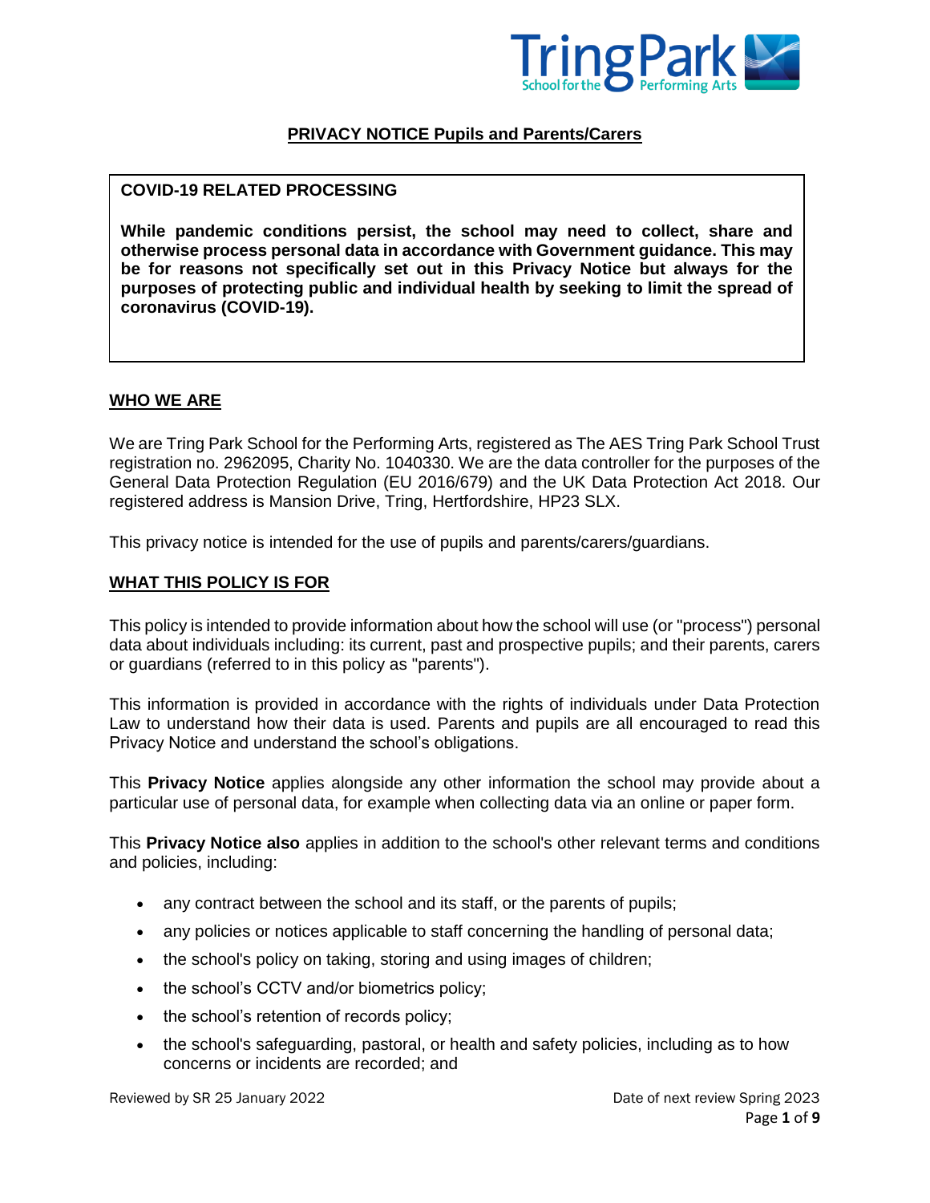# PRIVACY NOTICE Pupils and Parents/Carers

**COVID-19 RELATED PROCESSING**

**While pandemic conditions persist, the school may need to collect, share and otherwise process personal data in accordance with Government guidance. This may be for reasons not specifically set out in this Privacy Notice but always for the purposes of protecting public and individual health by seeking to limit the spread of coronavirus (COVID-19).**

## WHO WE ARE

We are Tring Park School for the Performing Arts, registered as The AES Tring Park School Trust registration no. 2962095, Charity No. 1040330. We are the data controller for the purposes of the General Data Protection Regulation (EU 2016/679) and the UK Data Protection Act 2018. Our registered address is Mansion Drive, Tring, Hertfordshire, HP23 SLX.

This privacy notice is intended for the use of pupils and parents/carers/guardians.

## WHAT THIS POLICY IS FOR

This policy is intended to provide information about how the school will use (or "process") personal data about individuals including: its current, past and prospective pupils; and their parents, carers or guardians (referred to in this policy as "parents").

This information is provided in accordance with the rights of individuals under Data Protection Law to understand how their data is used. Parents and pupils are all encouraged to read this Privacy Notice and understand the school's obligations.

This **Privacy Notice** applies alongside any other information the school may provide about a particular use of personal data, for example when collecting data via an online or paper form.

This **Privacy Notice also** applies in addition to the school's other relevant terms and conditions and policies, including:

- any contract between the school and its staff, or the parents of pupils;
- any policies or notices applicable to staff concerning the handling of personal data;
- the school's policy on taking, storing and using images of children;
- the school's CCTV and/or biometrics policy;
- the school's retention of records policy;
- the school's safeguarding, pastoral, or health and safety policies, including as to how concerns or incidents are recorded; and

Reviewed by SR 25 January 2022 Date of next review Spring 2023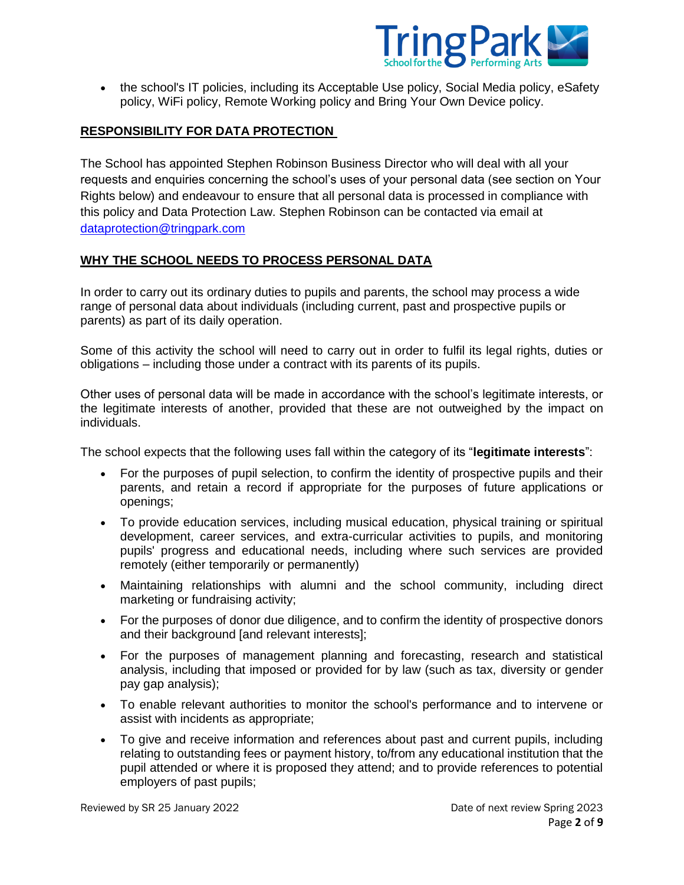- the school's IT policies, including its Acceptable Use policy, Social Media policy, eSafety policy, WiFi policy, Remote Working policy and Bring Your Own Device policy.

## RESPONSIBILITY FOR DATA PROTECTION

The School has appointed Stephen Robinson Business Director who will deal with all your requests and enquiries concerning the school's uses of your personal data (see section on Your Rights below) and endeavour to ensure that all personal data is processed in compliance with this policy and Data Protection Law. Stephen Robinson can be contacted via email at dataprotection@tringpark.com

## WHY THE SCHOOL NEEDS TO PROCESS PERSONAL DATA

In order to carry out its ordinary duties to pupils and parents, the school may process a wide range of personal data about individuals (including current, past and prospective pupils or parents) as part of its daily operation.

Some of this activity the school will need to carry out in order to fulfil its legal rights, duties or obligations – including those under a contract with its parents of its pupils.

Other uses of personal data will be made in accordance with the school's legitimate interests, or the legitimate interests of another, provided that these are not outweighed by the impact on individuals.

The school expects that the following uses fall within the category of its "**legitimate interests**":

- For the purposes of pupil selection, to confirm the identity of prospective pupils and their parents, and retain a record if appropriate for the purposes of future applications or openings;
- To provide education services, including musical education, physical training or spiritual development, career services, and extra-curricular activities to pupils, and monitoring pupils' progress and educational needs, including where such services are provided remotely (either temporarily or permanently)
- Maintaining relationships with alumni and the school community, including direct marketing or fundraising activity;
- For the purposes of donor due diligence, and to confirm the identity of prospective donors and their background [and relevant interests];
- For the purposes of management planning and forecasting, research and statistical analysis, including that imposed or provided for by law (such as tax, diversity or gender pay gap analysis);
- To enable relevant authorities to monitor the school's performance and to intervene or assist with incidents as appropriate;
- To give and receive information and references about past and current pupils, including relating to outstanding fees or payment history, to/from any educational institution that the pupil attended or where it is proposed they attend; and to provide references to potential employers of past pupils;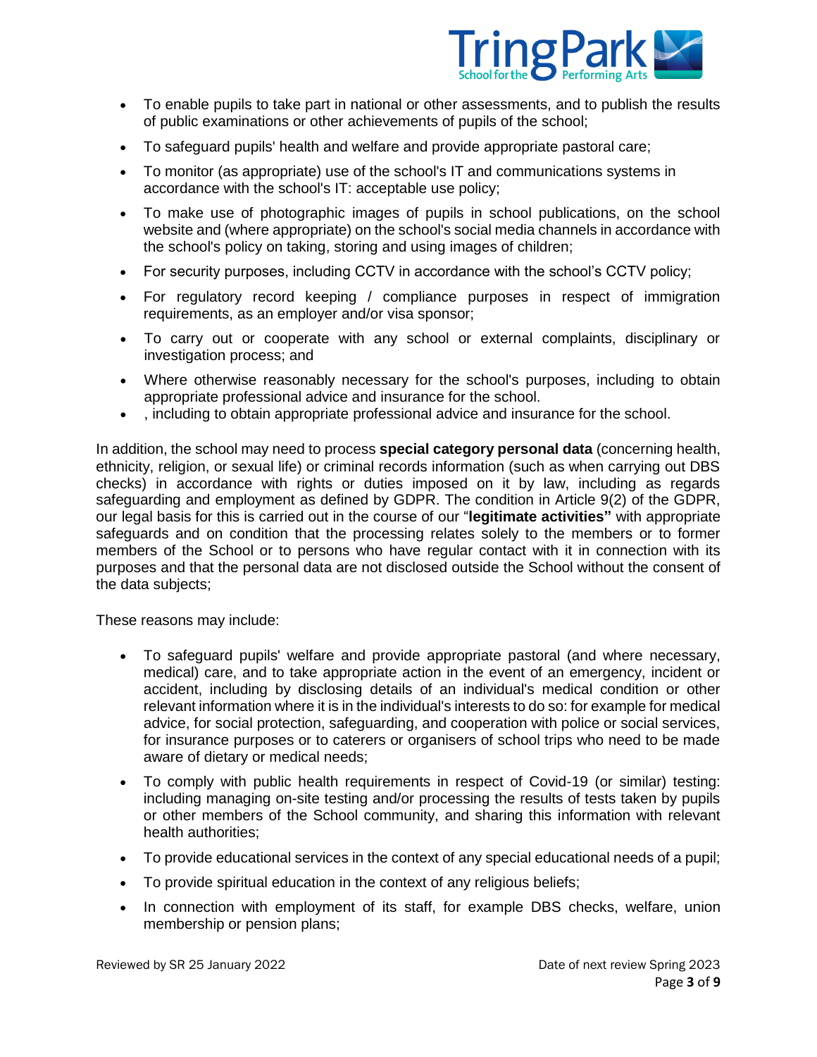- To enable pupils to take part in national or other assessments, and to publish the results of public examinations or other achievements of pupils of the school;
- To safeguard pupils' health and welfare and provide appropriate pastoral care;
- To monitor (as appropriate) use of the school's IT and communications systems in accordance with the school's IT: acceptable use policy;
- To make use of photographic images of pupils in school publications, on the school website and (where appropriate) on the school's social media channels in accordance with the school's policy on taking, storing and using images of children;
- For security purposes, including CCTV in accordance with the school's CCTV policy;
- For regulatory record keeping / compliance purposes in respect of immigration requirements, as an employer and/or visa sponsor;
- To carry out or cooperate with any school or external complaints, disciplinary or investigation process; and
- Where otherwise reasonably necessary for the school's purposes, including to obtain appropriate professional advice and insurance for the school.
- , including to obtain appropriate professional advice and insurance for the school.

In addition, the school may need to process **special category personal data** (concerning health, ethnicity, religion, or sexual life) or criminal records information (such as when carrying out DBS checks) in accordance with rights or duties imposed on it by law, including as regards safeguarding and employment as defined by GDPR. The condition in Article 9(2) of the GDPR, our legal basis for this is carried out in the course of our "**legitimate activities"** with appropriate safeguards and on condition that the processing relates solely to the members or to former members of the School or to persons who have regular contact with it in connection with its purposes and that the personal data are not disclosed outside the School without the consent of the data subjects;

These reasons may include:

- To safeguard pupils' welfare and provide appropriate pastoral (and where necessary, medical) care, and to take appropriate action in the event of an emergency, incident or accident, including by disclosing details of an individual's medical condition or other relevant information where it is in the individual's interests to do so: for example for medical advice, for social protection, safeguarding, and cooperation with police or social services, for insurance purposes or to caterers or organisers of school trips who need to be made aware of dietary or medical needs;
- To comply with public health requirements in respect of Covid-19 (or similar) testing: including managing on-site testing and/or processing the results of tests taken by pupils or other members of the School community, and sharing this information with relevant health authorities;
- To provide educational services in the context of any special educational needs of a pupil;
- To provide spiritual education in the context of any religious beliefs;
- In connection with employment of its staff, for example DBS checks, welfare, union membership or pension plans;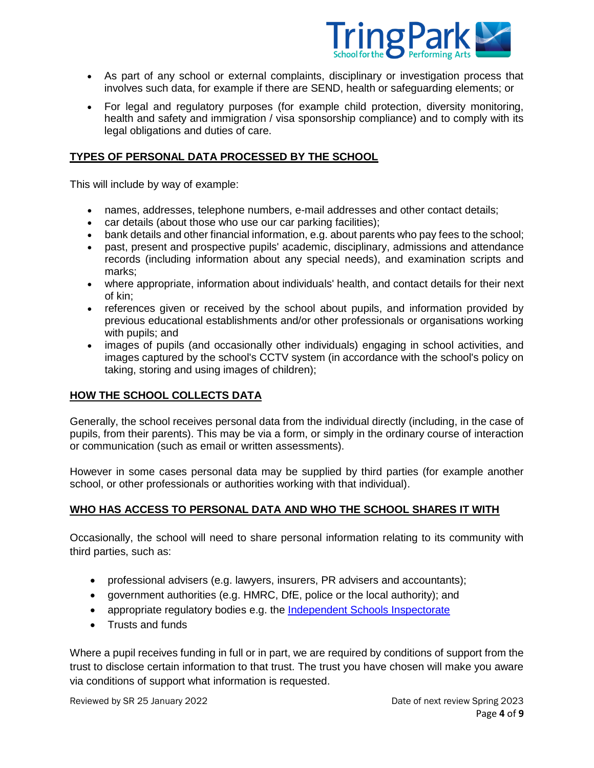- As part of any school or external complaints, disciplinary or investigation process that involves such data, for example if there are SEND, health or safeguarding elements; or
- For legal and regulatory purposes (for example child protection, diversity monitoring, health and safety and immigration / visa sponsorship compliance) and to comply with its legal obligations and duties of care.

## TYPES OF PERSONAL DATA PROCESSED BY THE SCHOOL

This will include by way of example:

- names, addresses, telephone numbers, e-mail addresses and other contact details;
- car details (about those who use our car parking facilities);
- bank details and other financial information, e.g. about parents who pay fees to the school;
- past, present and prospective pupils' academic, disciplinary, admissions and attendance records (including information about any special needs), and examination scripts and marks;
- where appropriate, information about individuals' health, and contact details for their next of kin;
- references given or received by the school about pupils, and information provided by previous educational establishments and/or other professionals or organisations working with pupils; and
- images of pupils (and occasionally other individuals) engaging in school activities, and images captured by the school's CCTV system (in accordance with the school's policy on taking, storing and using images of children);

## HOW THE SCHOOL COLLECTS DATA

Generally, the school receives personal data from the individual directly (including, in the case of pupils, from their parents). This may be via a form, or simply in the ordinary course of interaction or communication (such as email or written assessments).

However in some cases personal data may be supplied by third parties (for example another school, or other professionals or authorities working with that individual).

## WHO HAS ACCESS TO PERSONAL DATA AND WHO THE SCHOOL SHARES IT WITH

Occasionally, the school will need to share personal information relating to its community with third parties, such as:

- professional advisers (e.g. lawyers, insurers, PR advisers and accountants);
- government authorities (e.g. HMRC, DfE, police or the local authority); and
- appropriate regulatory bodies e.g. the Independent Schools Inspectorate
- Trusts and funds

Where a pupil receives funding in full or in part, we are required by conditions of support from the trust to disclose certain information to that trust. The trust you have chosen will make you aware via conditions of support what information is requested.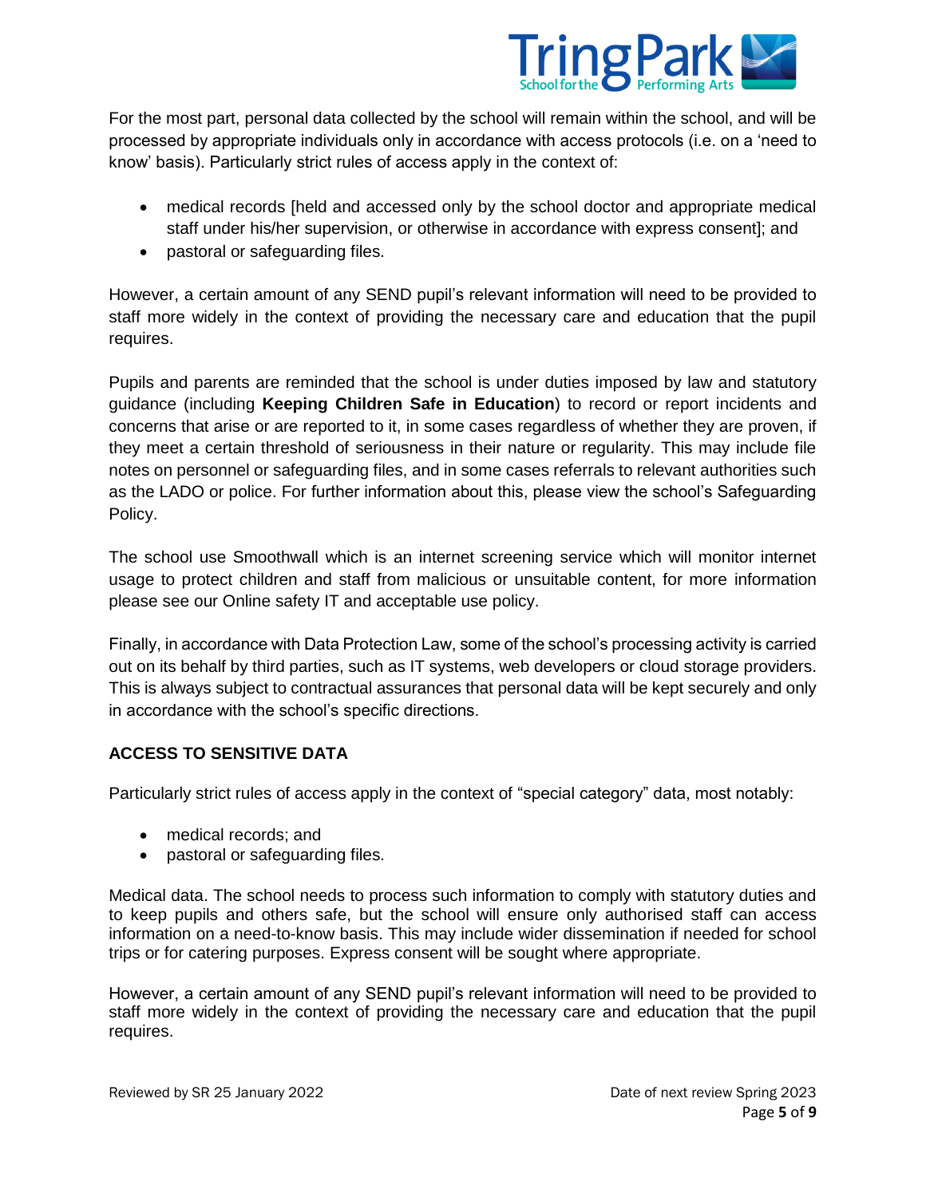For the most part, personal data collected by the school will remain within the school, and will be processed by appropriate individuals only in accordance with access protocols (i.e. on a 'need to know' basis). Particularly strict rules of access apply in the context of:

- medical records [held and accessed only by the school doctor and appropriate medical staff under his/her supervision, or otherwise in accordance with express consent]; and
- pastoral or safeguarding files.

However, a certain amount of any SEND pupil's relevant information will need to be provided to staff more widely in the context of providing the necessary care and education that the pupil requires.

Pupils and parents are reminded that the school is under duties imposed by law and statutory guidance (including **Keeping Children Safe in Education**) to record or report incidents and concerns that arise or are reported to it, in some cases regardless of whether they are proven, if they meet a certain threshold of seriousness in their nature or regularity. This may include file notes on personnel or safeguarding files, and in some cases referrals to relevant authorities such as the LADO or police. For further information about this, please view the school's Safeguarding Policy.

The school use Smoothwall which is an internet screening service which will monitor internet usage to protect children and staff from malicious or unsuitable content, for more information please see our Online safety IT and acceptable use policy.

Finally, in accordance with Data Protection Law, some of the school's processing activity is carried out on its behalf by third parties, such as IT systems, web developers or cloud storage providers. This is always subject to contractual assurances that personal data will be kept securely and only in accordance with the school's specific directions.

## ACCESS TO SENSITIVE DATA

Particularly strict rules of access apply in the context of "special category" data, most notably:

- medical records; and
- pastoral or safeguarding files.

Medical data. The school needs to process such information to comply with statutory duties and to keep pupils and others safe, but the school will ensure only authorised staff can access information on a need-to-know basis. This may include wider dissemination if needed for school trips or for catering purposes. Express consent will be sought where appropriate.

However, a certain amount of any SEND pupil's relevant information will need to be provided to staff more widely in the context of providing the necessary care and education that the pupil requires.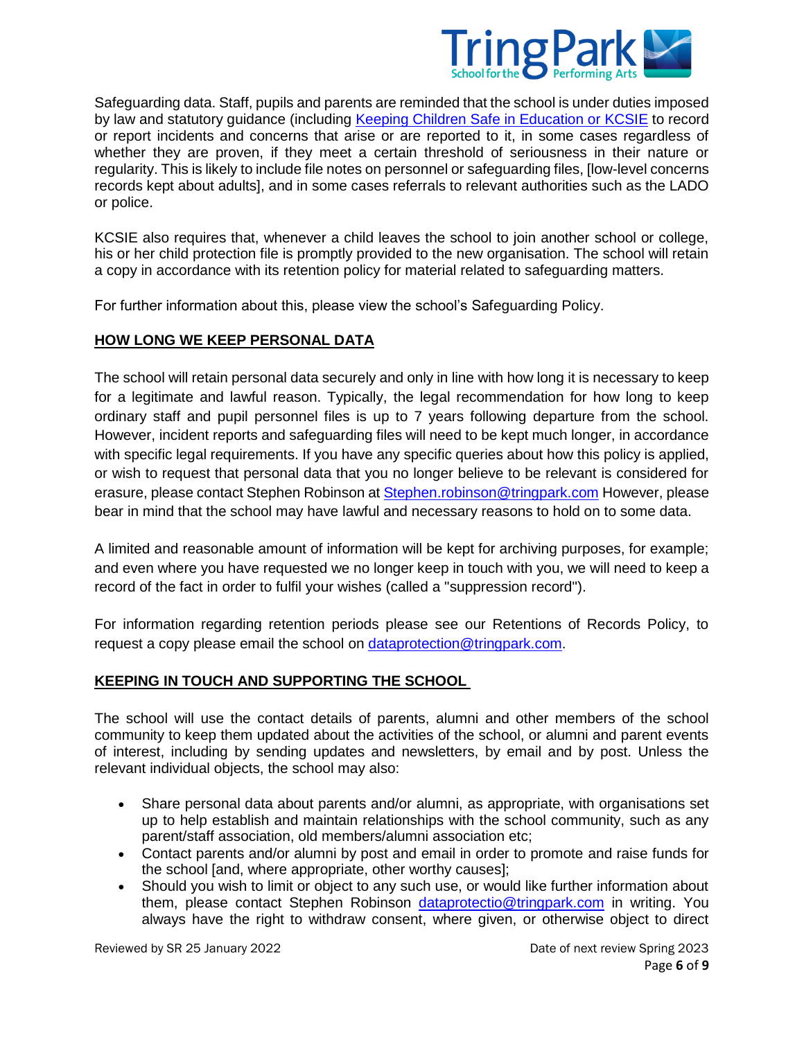Safeguarding data. Staff, pupils and parents are reminded that the school is under duties imposed by law and statutory guidance (including [Keeping Children Safe in Education or KCSIE](#) to record or report incidents and concerns that arise or are reported to it, in some cases regardless of whether they are proven, if they meet a certain threshold of seriousness in their nature or regularity. This is likely to include file notes on personnel or safeguarding files, [low-level concerns records kept about adults], and in some cases referrals to relevant authorities such as the LADO or police.

KCSIE also requires that, whenever a child leaves the school to join another school or college, his or her child protection file is promptly provided to the new organisation. The school will retain a copy in accordance with its retention policy for material related to safeguarding matters.

For further information about this, please view the school's Safeguarding Policy.

## HOW LONG WE KEEP PERSONAL DATA

The school will retain personal data securely and only in line with how long it is necessary to keep for a legitimate and lawful reason. Typically, the legal recommendation for how long to keep ordinary staff and pupil personnel files is up to 7 years following departure from the school. However, incident reports and safeguarding files will need to be kept much longer, in accordance with specific legal requirements. If you have any specific queries about how this policy is applied, or wish to request that personal data that you no longer believe to be relevant is considered for erasure, please contact Stephen Robinson at Stephen.robinson@tringpark.com However, please bear in mind that the school may have lawful and necessary reasons to hold on to some data.

A limited and reasonable amount of information will be kept for archiving purposes, for example; and even where you have requested we no longer keep in touch with you, we will need to keep a record of the fact in order to fulfil your wishes (called a "suppression record").

For information regarding retention periods please see our Retentions of Records Policy, to request a copy please email the school on dataprotection@tringpark.com.

## KEEPING IN TOUCH AND SUPPORTING THE SCHOOL

The school will use the contact details of parents, alumni and other members of the school community to keep them updated about the activities of the school, or alumni and parent events of interest, including by sending updates and newsletters, by email and by post. Unless the relevant individual objects, the school may also:

- Share personal data about parents and/or alumni, as appropriate, with organisations set up to help establish and maintain relationships with the school community, such as any parent/staff association, old members/alumni association etc;
- Contact parents and/or alumni by post and email in order to promote and raise funds for the school [and, where appropriate, other worthy causes];
- Should you wish to limit or object to any such use, or would like further information about them, please contact Stephen Robinson dataprotectio@tringpark.com in writing. You always have the right to withdraw consent, where given, or otherwise object to direct

Reviewed by SR 25 January 2022 — Date of next review Spring 2023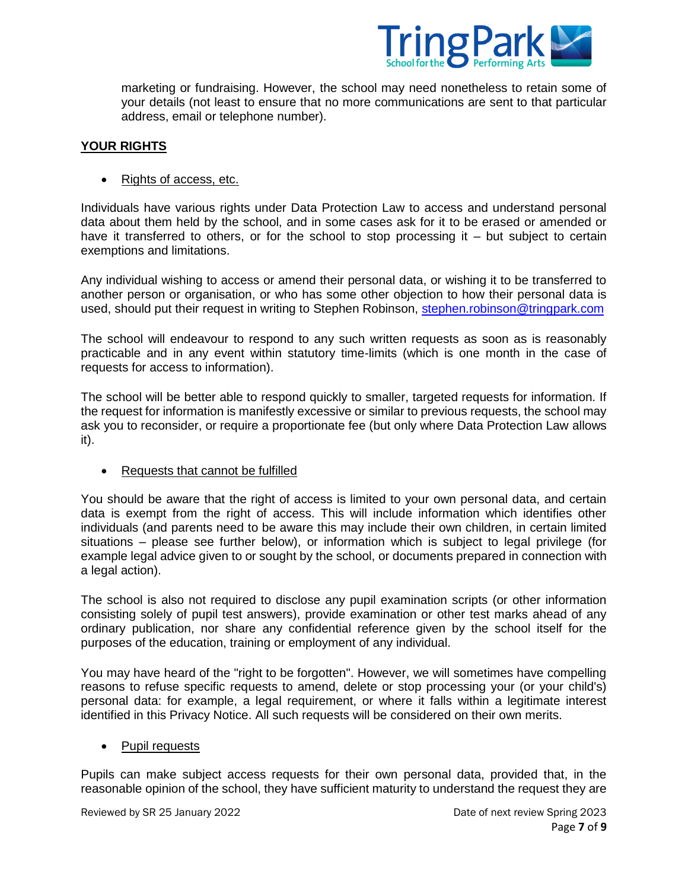marketing or fundraising. However, the school may need nonetheless to retain some of your details (not least to ensure that no more communications are sent to that particular address, email or telephone number).

## YOUR RIGHTS

- Rights of access, etc.

Individuals have various rights under Data Protection Law to access and understand personal data about them held by the school, and in some cases ask for it to be erased or amended or have it transferred to others, or for the school to stop processing it – but subject to certain exemptions and limitations.

Any individual wishing to access or amend their personal data, or wishing it to be transferred to another person or organisation, or who has some other objection to how their personal data is used, should put their request in writing to Stephen Robinson, stephen.robinson@tringpark.com

The school will endeavour to respond to any such written requests as soon as is reasonably practicable and in any event within statutory time-limits (which is one month in the case of requests for access to information).

The school will be better able to respond quickly to smaller, targeted requests for information. If the request for information is manifestly excessive or similar to previous requests, the school may ask you to reconsider, or require a proportionate fee (but only where Data Protection Law allows it).

- Requests that cannot be fulfilled

You should be aware that the right of access is limited to your own personal data, and certain data is exempt from the right of access. This will include information which identifies other individuals (and parents need to be aware this may include their own children, in certain limited situations – please see further below), or information which is subject to legal privilege (for example legal advice given to or sought by the school, or documents prepared in connection with a legal action).

The school is also not required to disclose any pupil examination scripts (or other information consisting solely of pupil test answers), provide examination or other test marks ahead of any ordinary publication, nor share any confidential reference given by the school itself for the purposes of the education, training or employment of any individual.

You may have heard of the "right to be forgotten". However, we will sometimes have compelling reasons to refuse specific requests to amend, delete or stop processing your (or your child's) personal data: for example, a legal requirement, or where it falls within a legitimate interest identified in this Privacy Notice. All such requests will be considered on their own merits.

- Pupil requests

Pupils can make subject access requests for their own personal data, provided that, in the reasonable opinion of the school, they have sufficient maturity to understand the request they are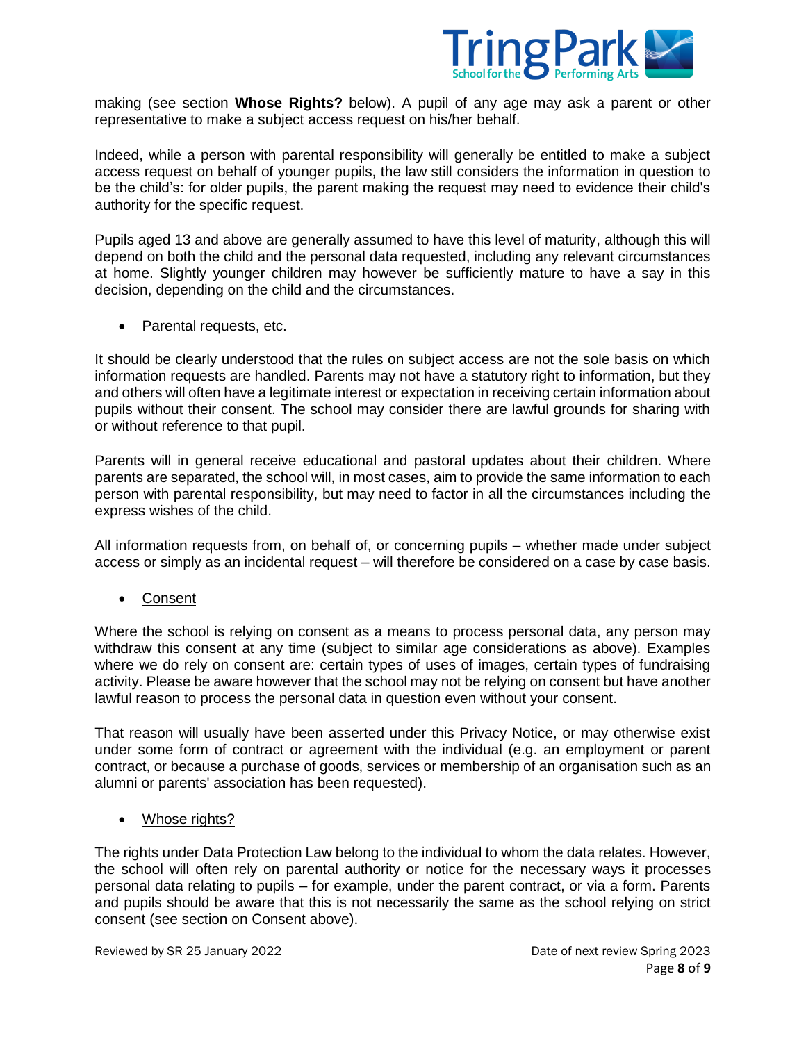making (see section **Whose Rights?** below). A pupil of any age may ask a parent or other representative to make a subject access request on his/her behalf.

Indeed, while a person with parental responsibility will generally be entitled to make a subject access request on behalf of younger pupils, the law still considers the information in question to be the child's: for older pupils, the parent making the request may need to evidence their child's authority for the specific request.

Pupils aged 13 and above are generally assumed to have this level of maturity, although this will depend on both the child and the personal data requested, including any relevant circumstances at home. Slightly younger children may however be sufficiently mature to have a say in this decision, depending on the child and the circumstances.

- Parental requests, etc.

It should be clearly understood that the rules on subject access are not the sole basis on which information requests are handled. Parents may not have a statutory right to information, but they and others will often have a legitimate interest or expectation in receiving certain information about pupils without their consent. The school may consider there are lawful grounds for sharing with or without reference to that pupil.

Parents will in general receive educational and pastoral updates about their children. Where parents are separated, the school will, in most cases, aim to provide the same information to each person with parental responsibility, but may need to factor in all the circumstances including the express wishes of the child.

All information requests from, on behalf of, or concerning pupils – whether made under subject access or simply as an incidental request – will therefore be considered on a case by case basis.

- Consent

Where the school is relying on consent as a means to process personal data, any person may withdraw this consent at any time (subject to similar age considerations as above). Examples where we do rely on consent are: certain types of uses of images, certain types of fundraising activity. Please be aware however that the school may not be relying on consent but have another lawful reason to process the personal data in question even without your consent.

That reason will usually have been asserted under this Privacy Notice, or may otherwise exist under some form of contract or agreement with the individual (e.g. an employment or parent contract, or because a purchase of goods, services or membership of an organisation such as an alumni or parents' association has been requested).

- Whose rights?

The rights under Data Protection Law belong to the individual to whom the data relates. However, the school will often rely on parental authority or notice for the necessary ways it processes personal data relating to pupils – for example, under the parent contract, or via a form. Parents and pupils should be aware that this is not necessarily the same as the school relying on strict consent (see section on Consent above).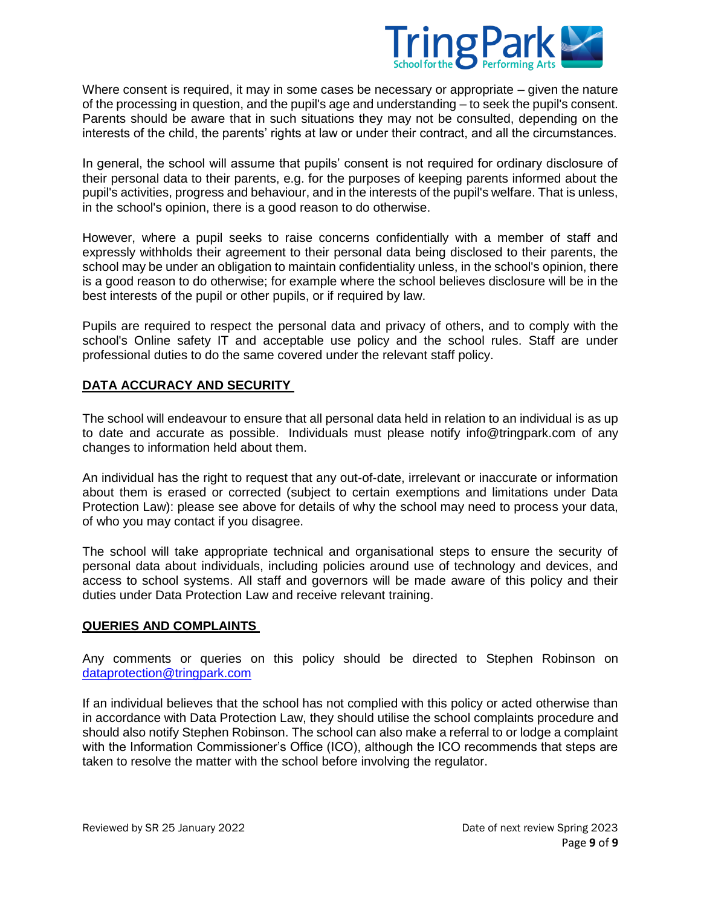Where consent is required, it may in some cases be necessary or appropriate – given the nature of the processing in question, and the pupil's age and understanding – to seek the pupil's consent. Parents should be aware that in such situations they may not be consulted, depending on the interests of the child, the parents' rights at law or under their contract, and all the circumstances.

In general, the school will assume that pupils' consent is not required for ordinary disclosure of their personal data to their parents, e.g. for the purposes of keeping parents informed about the pupil's activities, progress and behaviour, and in the interests of the pupil's welfare. That is unless, in the school's opinion, there is a good reason to do otherwise.

However, where a pupil seeks to raise concerns confidentially with a member of staff and expressly withholds their agreement to their personal data being disclosed to their parents, the school may be under an obligation to maintain confidentiality unless, in the school's opinion, there is a good reason to do otherwise; for example where the school believes disclosure will be in the best interests of the pupil or other pupils, or if required by law.

Pupils are required to respect the personal data and privacy of others, and to comply with the school's Online safety IT and acceptable use policy and the school rules. Staff are under professional duties to do the same covered under the relevant staff policy.

## DATA ACCURACY AND SECURITY

The school will endeavour to ensure that all personal data held in relation to an individual is as up to date and accurate as possible. Individuals must please notify info@tringpark.com of any changes to information held about them.

An individual has the right to request that any out-of-date, irrelevant or inaccurate or information about them is erased or corrected (subject to certain exemptions and limitations under Data Protection Law): please see above for details of why the school may need to process your data, of who you may contact if you disagree.

The school will take appropriate technical and organisational steps to ensure the security of personal data about individuals, including policies around use of technology and devices, and access to school systems. All staff and governors will be made aware of this policy and their duties under Data Protection Law and receive relevant training.

## QUERIES AND COMPLAINTS

Any comments or queries on this policy should be directed to Stephen Robinson on dataprotection@tringpark.com

If an individual believes that the school has not complied with this policy or acted otherwise than in accordance with Data Protection Law, they should utilise the school complaints procedure and should also notify Stephen Robinson. The school can also make a referral to or lodge a complaint with the Information Commissioner's Office (ICO), although the ICO recommends that steps are taken to resolve the matter with the school before involving the regulator.